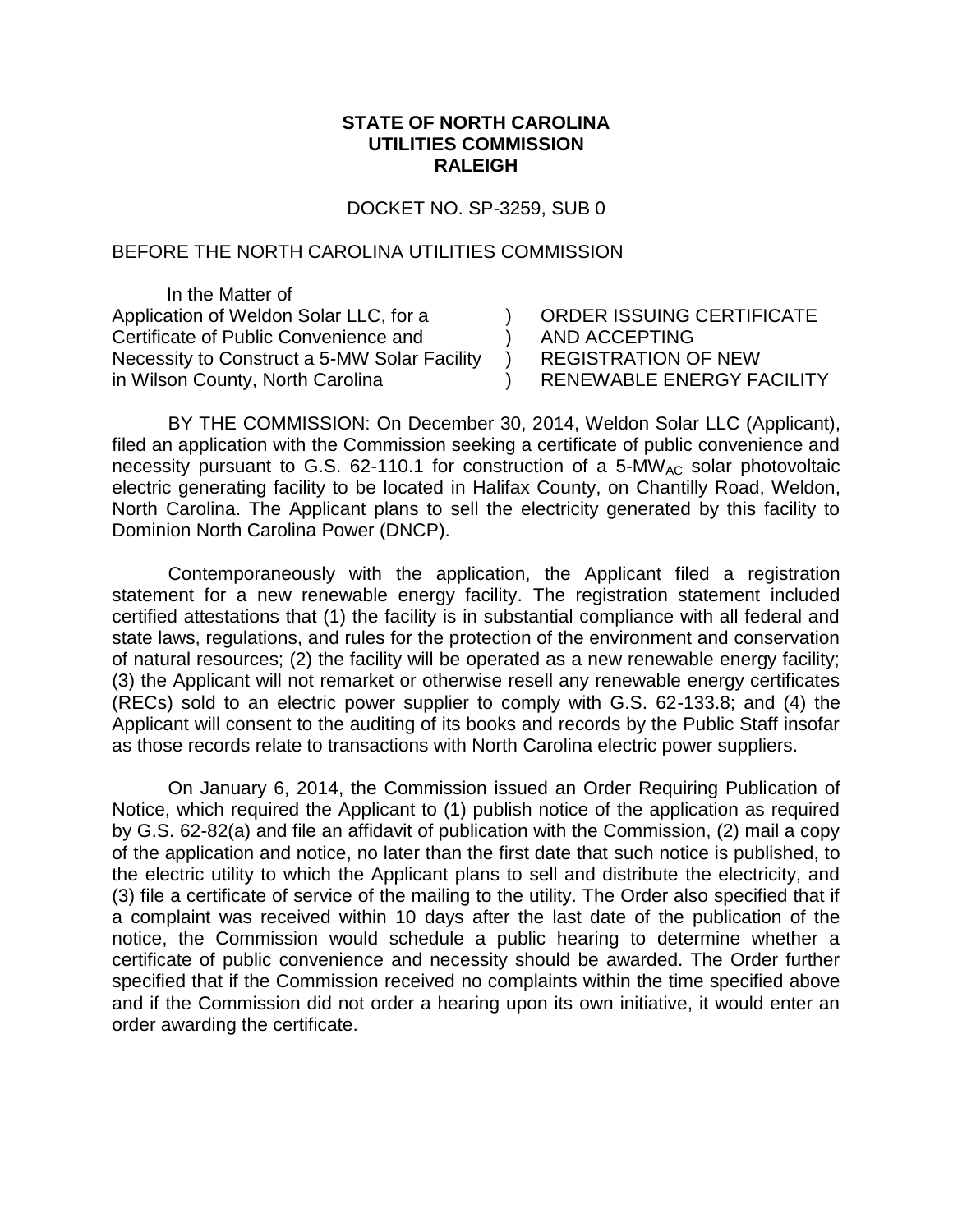**STATE OF NORTH CAROLINA**
**UTILITIES COMMISSION**
**RALEIGH**

DOCKET NO. SP-3259, SUB 0

BEFORE THE NORTH CAROLINA UTILITIES COMMISSION

| In the Matter of | | |
|---|---|---|
| Application of Weldon Solar LLC, for a Certificate of Public Convenience and Necessity to Construct a 5-MW Solar Facility in Wilson County, North Carolina | ) ) ) ) | ORDER ISSUING CERTIFICATE AND ACCEPTING REGISTRATION OF NEW RENEWABLE ENERGY FACILITY |

BY THE COMMISSION: On December 30, 2014, Weldon Solar LLC (Applicant), filed an application with the Commission seeking a certificate of public convenience and necessity pursuant to G.S. 62-110.1 for construction of a 5-$MW_{AC}$ solar photovoltaic electric generating facility to be located in Halifax County, on Chantilly Road, Weldon, North Carolina. The Applicant plans to sell the electricity generated by this facility to Dominion North Carolina Power (DNCP).

Contemporaneously with the application, the Applicant filed a registration statement for a new renewable energy facility. The registration statement included certified attestations that (1) the facility is in substantial compliance with all federal and state laws, regulations, and rules for the protection of the environment and conservation of natural resources; (2) the facility will be operated as a new renewable energy facility; (3) the Applicant will not remarket or otherwise resell any renewable energy certificates (RECs) sold to an electric power supplier to comply with G.S. 62-133.8; and (4) the Applicant will consent to the auditing of its books and records by the Public Staff insofar as those records relate to transactions with North Carolina electric power suppliers.

On January 6, 2014, the Commission issued an Order Requiring Publication of Notice, which required the Applicant to (1) publish notice of the application as required by G.S. 62-82(a) and file an affidavit of publication with the Commission, (2) mail a copy of the application and notice, no later than the first date that such notice is published, to the electric utility to which the Applicant plans to sell and distribute the electricity, and (3) file a certificate of service of the mailing to the utility. The Order also specified that if a complaint was received within 10 days after the last date of the publication of the notice, the Commission would schedule a public hearing to determine whether a certificate of public convenience and necessity should be awarded. The Order further specified that if the Commission received no complaints within the time specified above and if the Commission did not order a hearing upon its own initiative, it would enter an order awarding the certificate.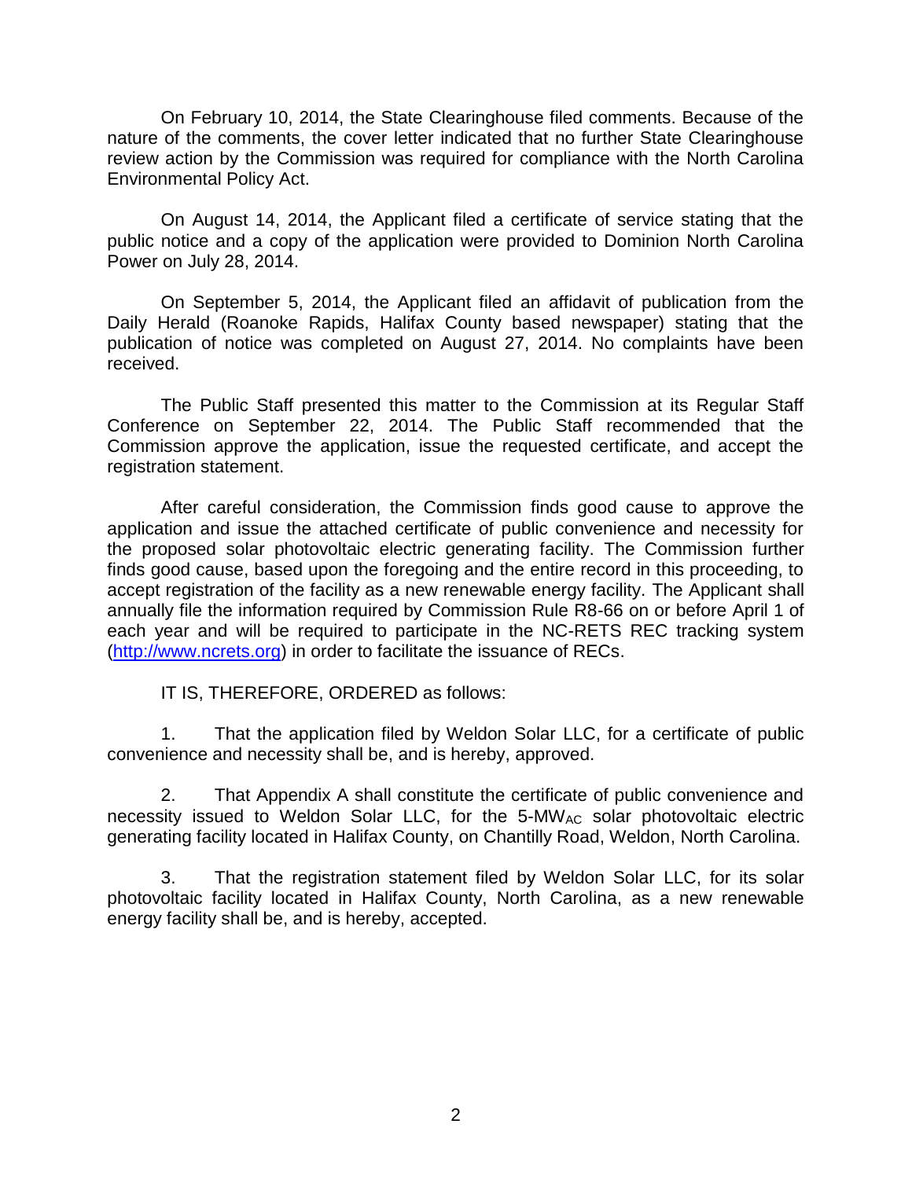On February 10, 2014, the State Clearinghouse filed comments. Because of the nature of the comments, the cover letter indicated that no further State Clearinghouse review action by the Commission was required for compliance with the North Carolina Environmental Policy Act.

On August 14, 2014, the Applicant filed a certificate of service stating that the public notice and a copy of the application were provided to Dominion North Carolina Power on July 28, 2014.

On September 5, 2014, the Applicant filed an affidavit of publication from the Daily Herald (Roanoke Rapids, Halifax County based newspaper) stating that the publication of notice was completed on August 27, 2014. No complaints have been received.

The Public Staff presented this matter to the Commission at its Regular Staff Conference on September 22, 2014. The Public Staff recommended that the Commission approve the application, issue the requested certificate, and accept the registration statement.

After careful consideration, the Commission finds good cause to approve the application and issue the attached certificate of public convenience and necessity for the proposed solar photovoltaic electric generating facility. The Commission further finds good cause, based upon the foregoing and the entire record in this proceeding, to accept registration of the facility as a new renewable energy facility. The Applicant shall annually file the information required by Commission Rule R8-66 on or before April 1 of each year and will be required to participate in the NC-RETS REC tracking system (http://www.ncrets.org) in order to facilitate the issuance of RECs.

IT IS, THEREFORE, ORDERED as follows:

1. That the application filed by Weldon Solar LLC, for a certificate of public convenience and necessity shall be, and is hereby, approved.

2. That Appendix A shall constitute the certificate of public convenience and necessity issued to Weldon Solar LLC, for the 5-$MW_{AC}$ solar photovoltaic electric generating facility located in Halifax County, on Chantilly Road, Weldon, North Carolina.

3. That the registration statement filed by Weldon Solar LLC, for its solar photovoltaic facility located in Halifax County, North Carolina, as a new renewable energy facility shall be, and is hereby, accepted.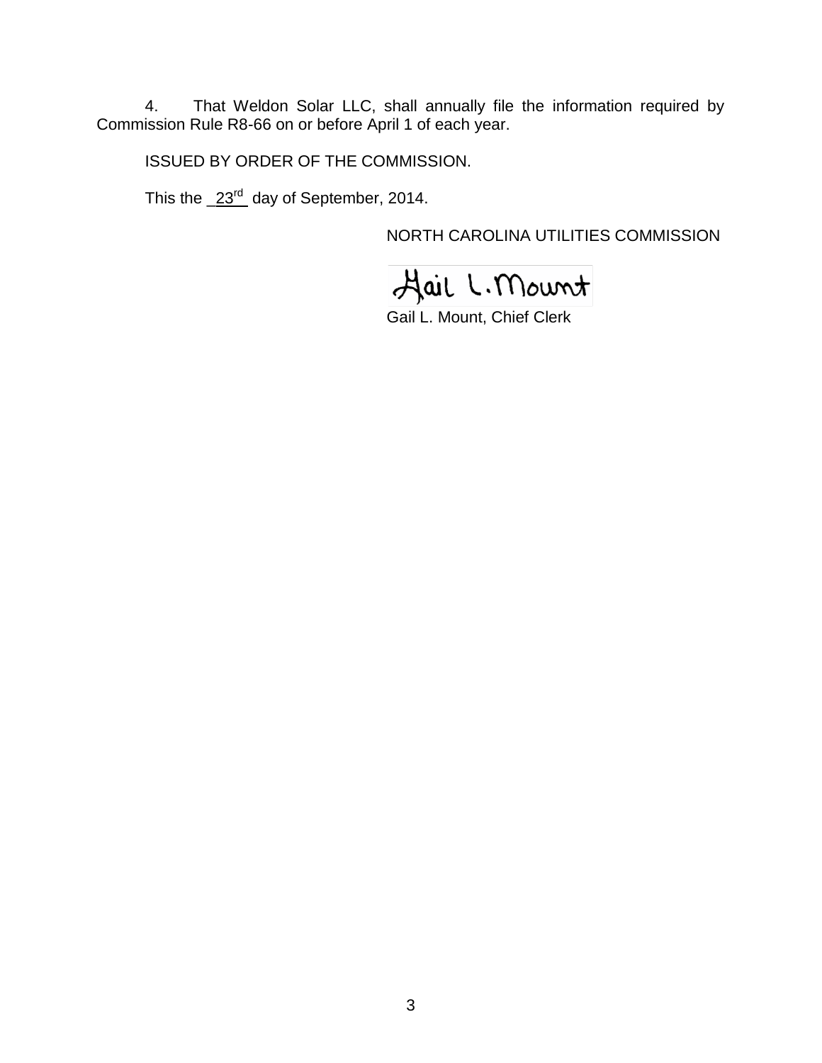4. That Weldon Solar LLC, shall annually file the information required by Commission Rule R8-66 on or before April 1 of each year.

ISSUED BY ORDER OF THE COMMISSION.

This the _23rd_ day of September, 2014.

NORTH CAROLINA UTILITIES COMMISSION

Gail L. Mount

Gail L. Mount, Chief Clerk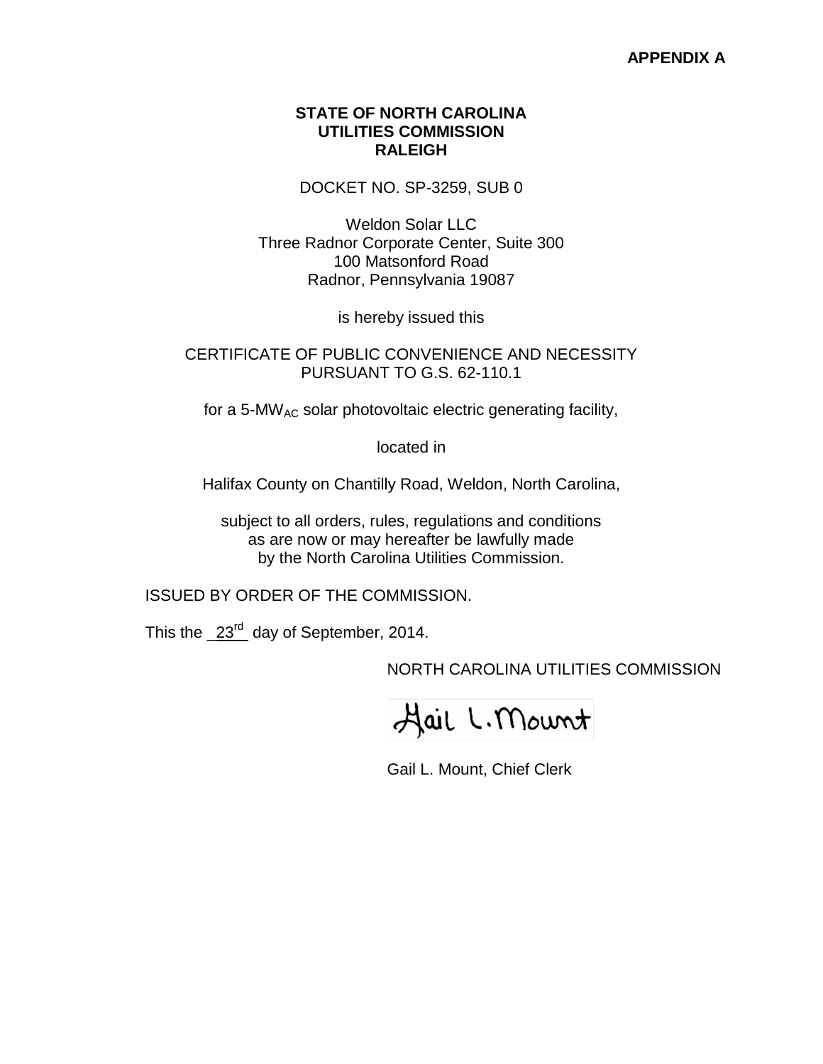**APPENDIX A**

**STATE OF NORTH CAROLINA**
**UTILITIES COMMISSION**
**RALEIGH**

DOCKET NO. SP-3259, SUB 0

Weldon Solar LLC
Three Radnor Corporate Center, Suite 300
100 Matsonford Road
Radnor, Pennsylvania 19087

is hereby issued this

CERTIFICATE OF PUBLIC CONVENIENCE AND NECESSITY
PURSUANT TO G.S. 62-110.1

for a 5-$MW_{AC}$ solar photovoltaic electric generating facility,

located in

Halifax County on Chantilly Road, Weldon, North Carolina,

subject to all orders, rules, regulations and conditions
as are now or may hereafter be lawfully made
by the North Carolina Utilities Commission.

ISSUED BY ORDER OF THE COMMISSION.

This the 23rd day of September, 2014.

NORTH CAROLINA UTILITIES COMMISSION

Gail L. Mount

Gail L. Mount, Chief Clerk